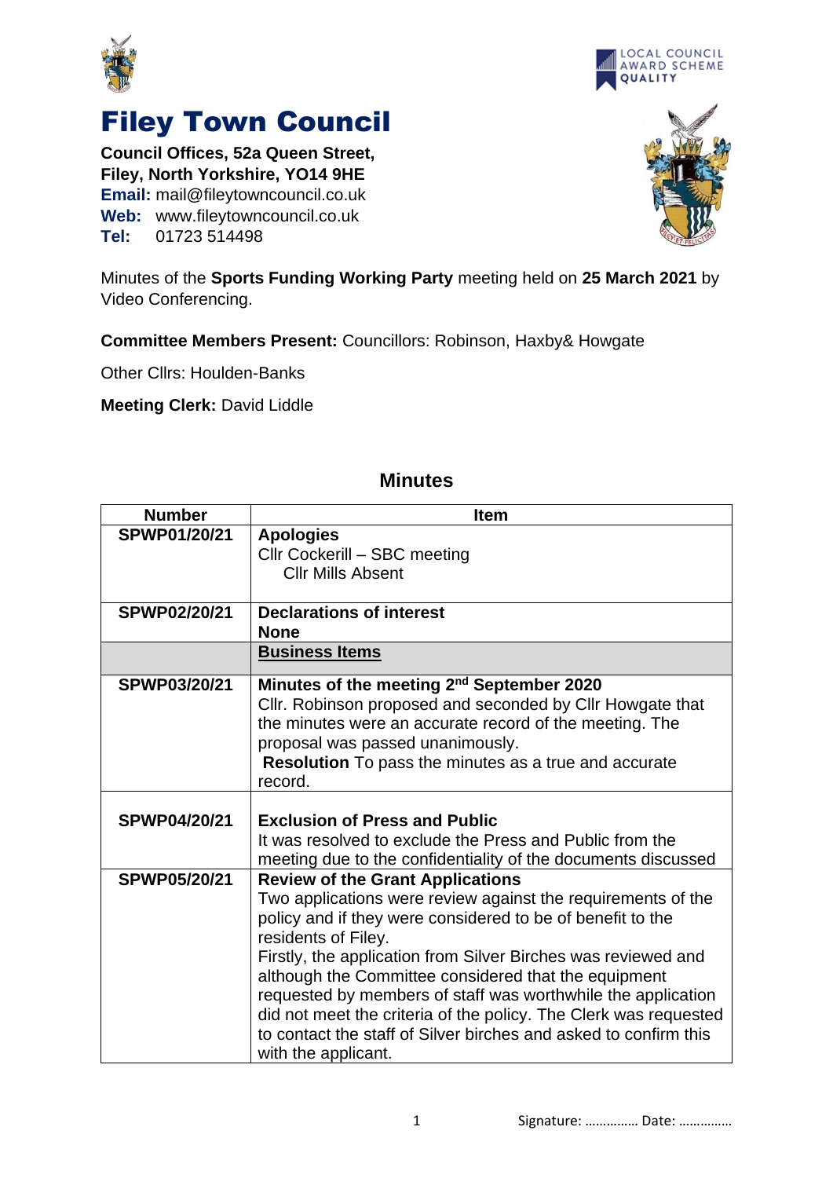# Filey Town Council

**Council Offices, 52a Queen Street,**
**Filey, North Yorkshire, YO14 9HE**
**Email:** mail@fileytowncouncil.co.uk
**Web:** www.fileytowncouncil.co.uk
**Tel:** 01723 514498

Minutes of the **Sports Funding Working Party** meeting held on **25 March 2021** by Video Conferencing.

**Committee Members Present:** Councillors: Robinson, Haxby& Howgate

Other Cllrs: Houlden-Banks

**Meeting Clerk:** David Liddle

## Minutes

| Number | Item |
|---|---|
| **SPWP01/20/21** | **Apologies**<br>Cllr Cockerill – SBC meeting<br>Cllr Mills Absent |
| **SPWP02/20/21** | **Declarations of interest**<br>**None** |
| | **Business Items** |
| **SPWP03/20/21** | **Minutes of the meeting 2nd September 2020**<br>Cllr. Robinson proposed and seconded by Cllr Howgate that the minutes were an accurate record of the meeting. The proposal was passed unanimously.<br>**Resolution** To pass the minutes as a true and accurate record. |
| **SPWP04/20/21** | **Exclusion of Press and Public**<br>It was resolved to exclude the Press and Public from the meeting due to the confidentiality of the documents discussed |
| **SPWP05/20/21** | **Review of the Grant Applications**<br>Two applications were review against the requirements of the policy and if they were considered to be of benefit to the residents of Filey.<br>Firstly, the application from Silver Birches was reviewed and although the Committee considered that the equipment requested by members of staff was worthwhile the application did not meet the criteria of the policy. The Clerk was requested to contact the staff of Silver birches and asked to confirm this with the applicant. |

Signature: …………… Date: ……………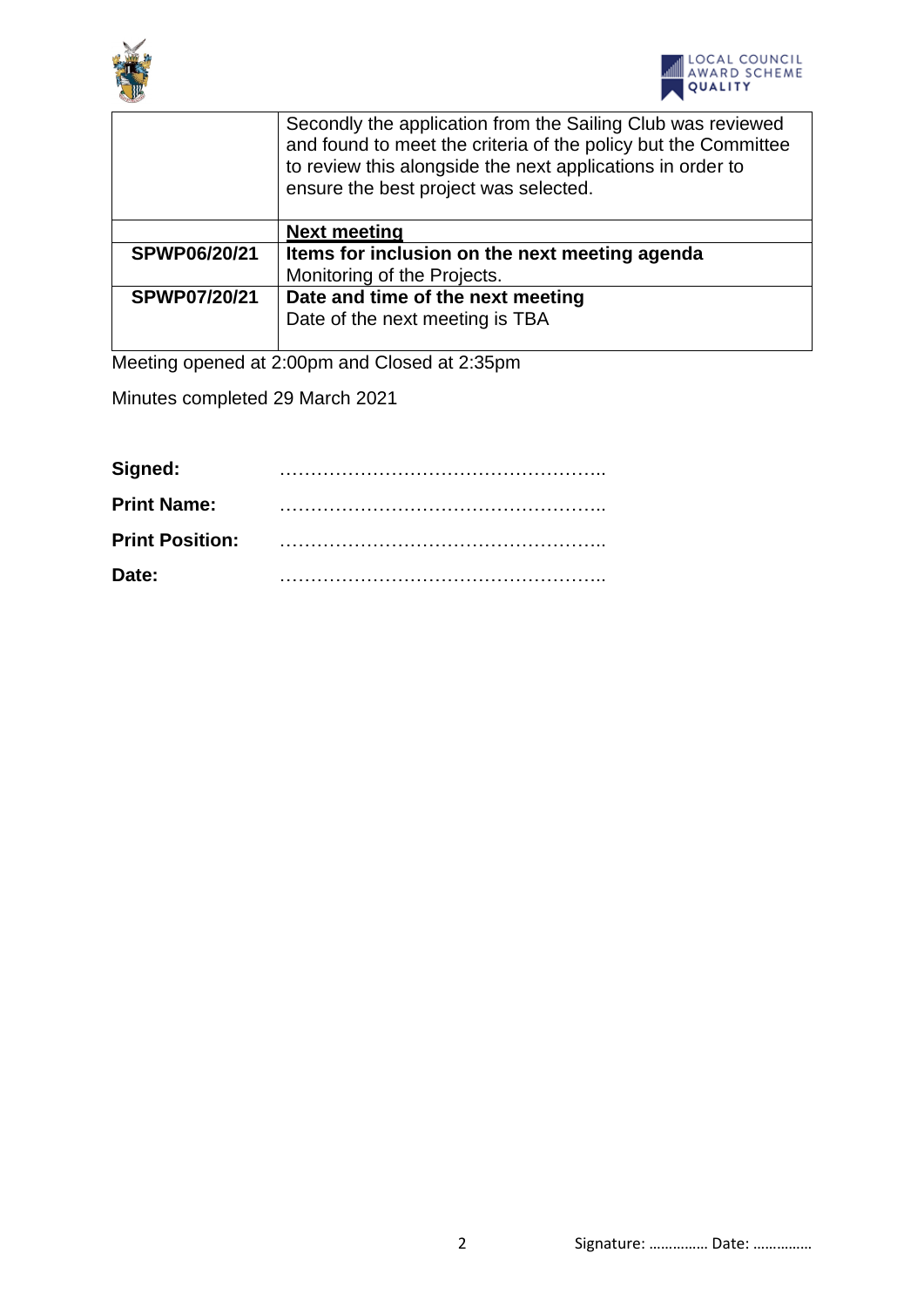| | |
|---|---|
| | Secondly the application from the Sailing Club was reviewed and found to meet the criteria of the policy but the Committee to review this alongside the next applications in order to ensure the best project was selected. |
| | **Next meeting** |
| **SPWP06/20/21** | **Items for inclusion on the next meeting agenda**<br>Monitoring of the Projects. |
| **SPWP07/20/21** | **Date and time of the next meeting**<br>Date of the next meeting is TBA |

Meeting opened at 2:00pm and Closed at 2:35pm

Minutes completed 29 March 2021

**Signed:** ……………………………………………..

**Print Name:** ……………………………………………..

**Print Position:** ……………………………………………..

**Date:** ……………………………………………..

Signature: …………… Date: ……………